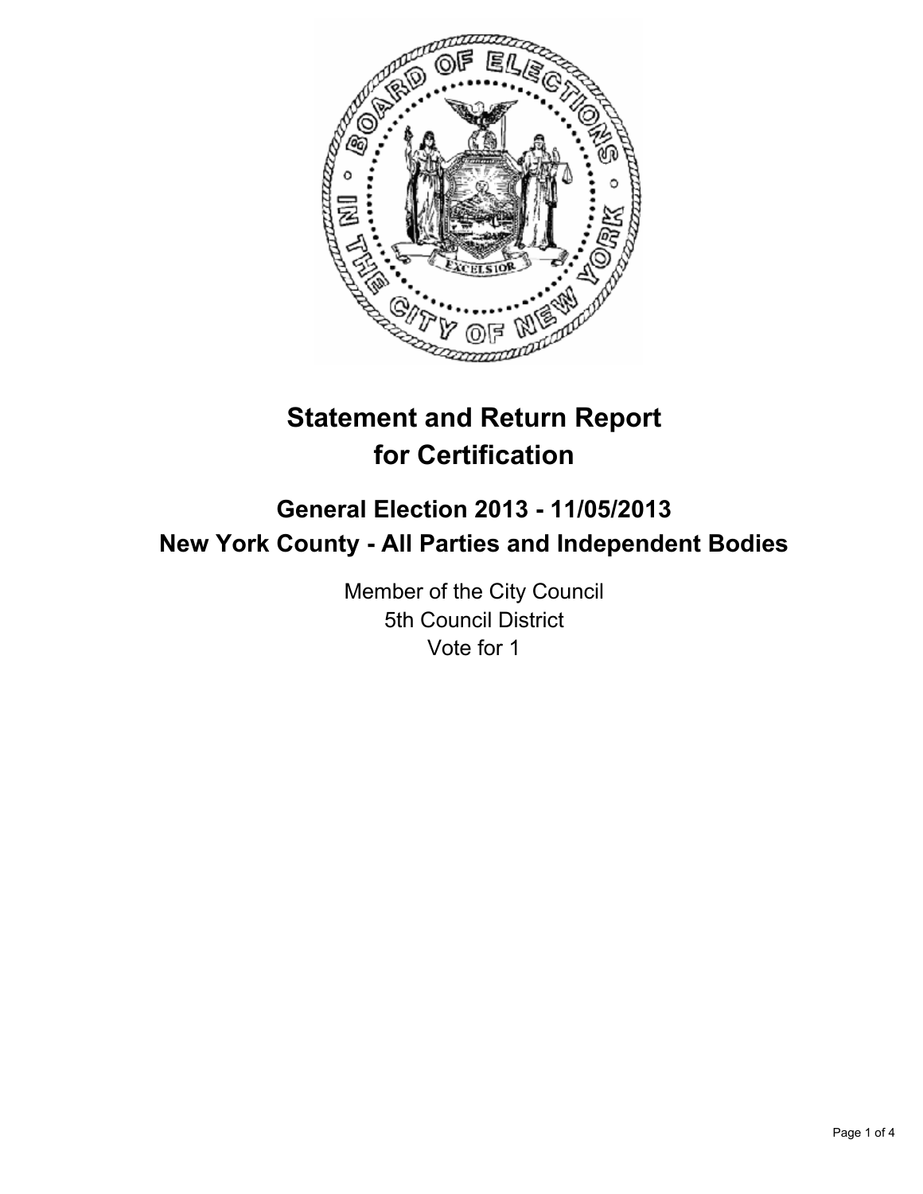# Statement and Return Report for Certification

## General Election 2013 - 11/05/2013

## New York County - All Parties and Independent Bodies

Member of the City Council
5th Council District
Vote for 1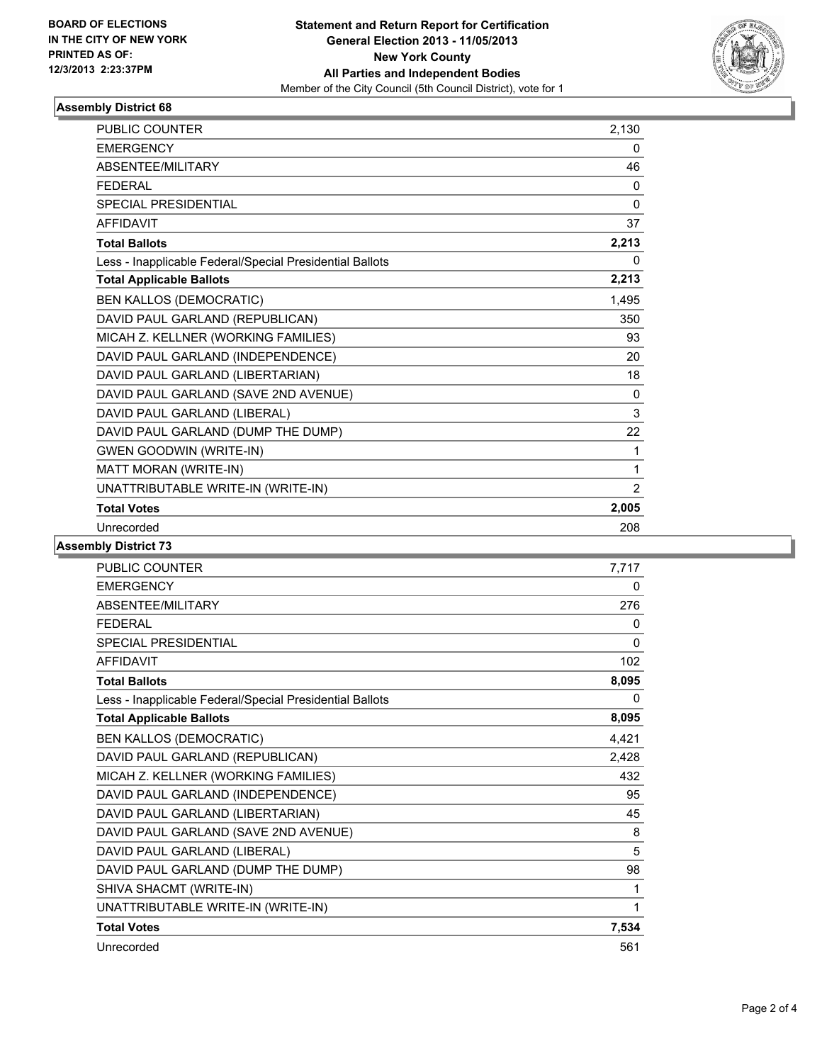BOARD OF ELECTIONS
IN THE CITY OF NEW YORK
PRINTED AS OF:
12/3/2013 2:23:37PM

**Statement and Return Report for Certification**
**General Election 2013 - 11/05/2013**
**New York County**
**All Parties and Independent Bodies**
Member of the City Council (5th Council District), vote for 1

## Assembly District 68

| | |
|---|---|
| PUBLIC COUNTER | 2,130 |
| EMERGENCY | 0 |
| ABSENTEE/MILITARY | 46 |
| FEDERAL | 0 |
| SPECIAL PRESIDENTIAL | 0 |
| AFFIDAVIT | 37 |
| **Total Ballots** | **2,213** |
| Less - Inapplicable Federal/Special Presidential Ballots | 0 |
| **Total Applicable Ballots** | **2,213** |
| BEN KALLOS (DEMOCRATIC) | 1,495 |
| DAVID PAUL GARLAND (REPUBLICAN) | 350 |
| MICAH Z. KELLNER (WORKING FAMILIES) | 93 |
| DAVID PAUL GARLAND (INDEPENDENCE) | 20 |
| DAVID PAUL GARLAND (LIBERTARIAN) | 18 |
| DAVID PAUL GARLAND (SAVE 2ND AVENUE) | 0 |
| DAVID PAUL GARLAND (LIBERAL) | 3 |
| DAVID PAUL GARLAND (DUMP THE DUMP) | 22 |
| GWEN GOODWIN (WRITE-IN) | 1 |
| MATT MORAN (WRITE-IN) | 1 |
| UNATTRIBUTABLE WRITE-IN (WRITE-IN) | 2 |
| **Total Votes** | **2,005** |
| Unrecorded | 208 |

## Assembly District 73

| | |
|---|---|
| PUBLIC COUNTER | 7,717 |
| EMERGENCY | 0 |
| ABSENTEE/MILITARY | 276 |
| FEDERAL | 0 |
| SPECIAL PRESIDENTIAL | 0 |
| AFFIDAVIT | 102 |
| **Total Ballots** | **8,095** |
| Less - Inapplicable Federal/Special Presidential Ballots | 0 |
| **Total Applicable Ballots** | **8,095** |
| BEN KALLOS (DEMOCRATIC) | 4,421 |
| DAVID PAUL GARLAND (REPUBLICAN) | 2,428 |
| MICAH Z. KELLNER (WORKING FAMILIES) | 432 |
| DAVID PAUL GARLAND (INDEPENDENCE) | 95 |
| DAVID PAUL GARLAND (LIBERTARIAN) | 45 |
| DAVID PAUL GARLAND (SAVE 2ND AVENUE) | 8 |
| DAVID PAUL GARLAND (LIBERAL) | 5 |
| DAVID PAUL GARLAND (DUMP THE DUMP) | 98 |
| SHIVA SHACMT (WRITE-IN) | 1 |
| UNATTRIBUTABLE WRITE-IN (WRITE-IN) | 1 |
| **Total Votes** | **7,534** |
| Unrecorded | 561 |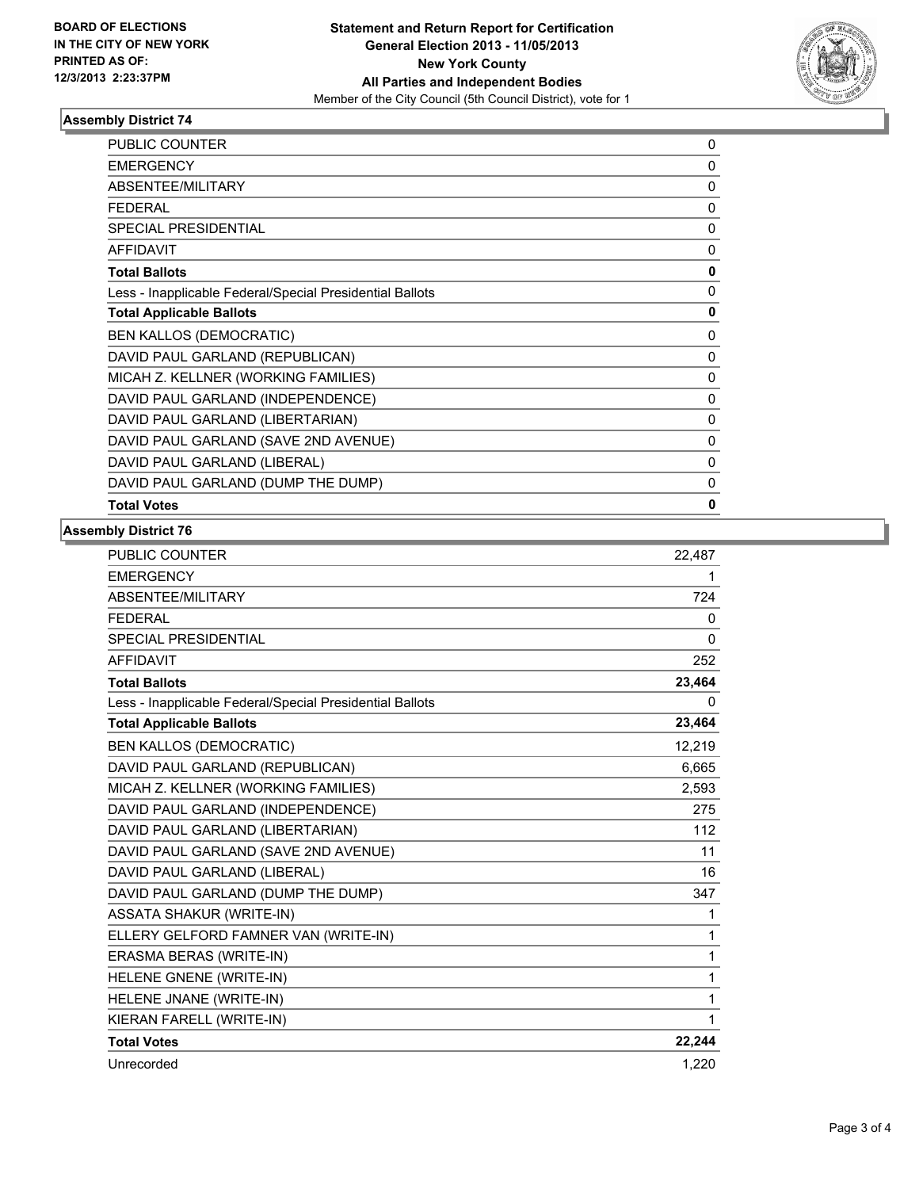**BOARD OF ELECTIONS**
**IN THE CITY OF NEW YORK**
**PRINTED AS OF:**
**12/3/2013 2:23:37PM**

**Statement and Return Report for Certification**
**General Election 2013 - 11/05/2013**
**New York County**
**All Parties and Independent Bodies**
Member of the City Council (5th Council District), vote for 1

### Assembly District 74

| | |
|---|---|
| PUBLIC COUNTER | 0 |
| EMERGENCY | 0 |
| ABSENTEE/MILITARY | 0 |
| FEDERAL | 0 |
| SPECIAL PRESIDENTIAL | 0 |
| AFFIDAVIT | 0 |
| **Total Ballots** | **0** |
| Less - Inapplicable Federal/Special Presidential Ballots | 0 |
| **Total Applicable Ballots** | **0** |
| BEN KALLOS (DEMOCRATIC) | 0 |
| DAVID PAUL GARLAND (REPUBLICAN) | 0 |
| MICAH Z. KELLNER (WORKING FAMILIES) | 0 |
| DAVID PAUL GARLAND (INDEPENDENCE) | 0 |
| DAVID PAUL GARLAND (LIBERTARIAN) | 0 |
| DAVID PAUL GARLAND (SAVE 2ND AVENUE) | 0 |
| DAVID PAUL GARLAND (LIBERAL) | 0 |
| DAVID PAUL GARLAND (DUMP THE DUMP) | 0 |
| **Total Votes** | **0** |

### Assembly District 76

| | |
|---|---|
| PUBLIC COUNTER | 22,487 |
| EMERGENCY | 1 |
| ABSENTEE/MILITARY | 724 |
| FEDERAL | 0 |
| SPECIAL PRESIDENTIAL | 0 |
| AFFIDAVIT | 252 |
| **Total Ballots** | **23,464** |
| Less - Inapplicable Federal/Special Presidential Ballots | 0 |
| **Total Applicable Ballots** | **23,464** |
| BEN KALLOS (DEMOCRATIC) | 12,219 |
| DAVID PAUL GARLAND (REPUBLICAN) | 6,665 |
| MICAH Z. KELLNER (WORKING FAMILIES) | 2,593 |
| DAVID PAUL GARLAND (INDEPENDENCE) | 275 |
| DAVID PAUL GARLAND (LIBERTARIAN) | 112 |
| DAVID PAUL GARLAND (SAVE 2ND AVENUE) | 11 |
| DAVID PAUL GARLAND (LIBERAL) | 16 |
| DAVID PAUL GARLAND (DUMP THE DUMP) | 347 |
| ASSATA SHAKUR (WRITE-IN) | 1 |
| ELLERY GELFORD FAMNER VAN (WRITE-IN) | 1 |
| ERASMA BERAS (WRITE-IN) | 1 |
| HELENE GNENE (WRITE-IN) | 1 |
| HELENE JNANE (WRITE-IN) | 1 |
| KIERAN FARELL (WRITE-IN) | 1 |
| **Total Votes** | **22,244** |
| Unrecorded | 1,220 |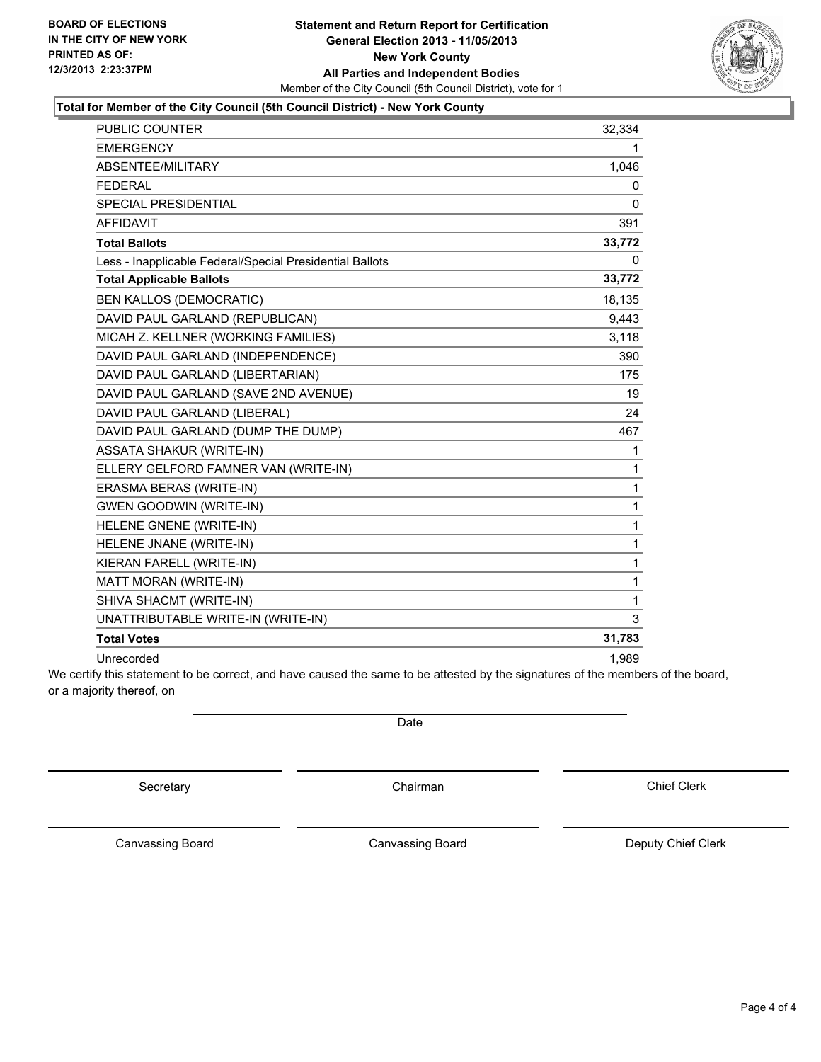**BOARD OF ELECTIONS IN THE CITY OF NEW YORK PRINTED AS OF: 12/3/2013 2:23:37PM**

# Statement and Return Report for Certification
## General Election 2013 - 11/05/2013
## New York County
## All Parties and Independent Bodies

Member of the City Council (5th Council District), vote for 1

### Total for Member of the City Council (5th Council District) - New York County

| | |
|---|---|
| PUBLIC COUNTER | 32,334 |
| EMERGENCY | 1 |
| ABSENTEE/MILITARY | 1,046 |
| FEDERAL | 0 |
| SPECIAL PRESIDENTIAL | 0 |
| AFFIDAVIT | 391 |
| **Total Ballots** | **33,772** |
| Less - Inapplicable Federal/Special Presidential Ballots | 0 |
| **Total Applicable Ballots** | **33,772** |
| BEN KALLOS (DEMOCRATIC) | 18,135 |
| DAVID PAUL GARLAND (REPUBLICAN) | 9,443 |
| MICAH Z. KELLNER (WORKING FAMILIES) | 3,118 |
| DAVID PAUL GARLAND (INDEPENDENCE) | 390 |
| DAVID PAUL GARLAND (LIBERTARIAN) | 175 |
| DAVID PAUL GARLAND (SAVE 2ND AVENUE) | 19 |
| DAVID PAUL GARLAND (LIBERAL) | 24 |
| DAVID PAUL GARLAND (DUMP THE DUMP) | 467 |
| ASSATA SHAKUR (WRITE-IN) | 1 |
| ELLERY GELFORD FAMNER VAN (WRITE-IN) | 1 |
| ERASMA BERAS (WRITE-IN) | 1 |
| GWEN GOODWIN (WRITE-IN) | 1 |
| HELENE GNENE (WRITE-IN) | 1 |
| HELENE JNANE (WRITE-IN) | 1 |
| KIERAN FARELL (WRITE-IN) | 1 |
| MATT MORAN (WRITE-IN) | 1 |
| SHIVA SHACMT (WRITE-IN) | 1 |
| UNATTRIBUTABLE WRITE-IN (WRITE-IN) | 3 |
| **Total Votes** | **31,783** |
| Unrecorded | 1,989 |

We certify this statement to be correct, and have caused the same to be attested by the signatures of the members of the board, or a majority thereof, on

Date

Secretary | Chairman | Chief Clerk

Canvassing Board | Canvassing Board | Deputy Chief Clerk